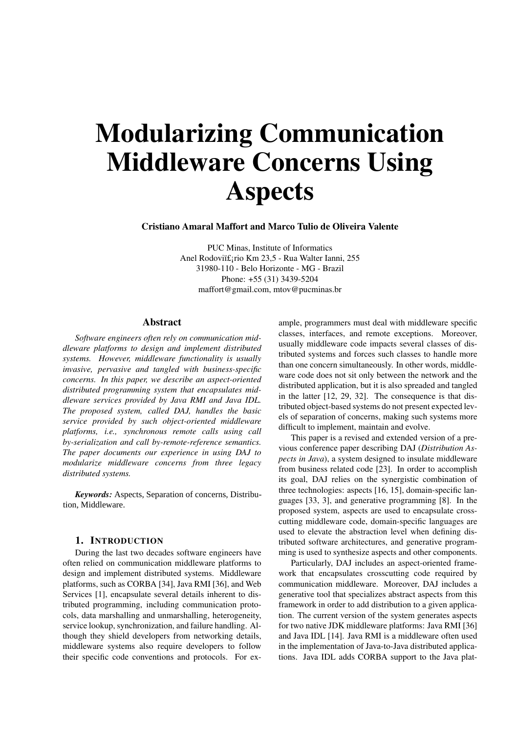# Modularizing Communication Middleware Concerns Using Aspects

**Cristiano Amaral Maffort and Marco Tulio de Oliveira Valente**

PUC Minas, Institute of Informatics
Anel Rodoviï£¡rio Km 23,5 - Rua Walter Ianni, 255
31980-110 - Belo Horizonte - MG - Brazil
Phone: +55 (31) 3439-5204
maffort@gmail.com, mtov@pucminas.br

## Abstract

*Software engineers often rely on communication middleware platforms to design and implement distributed systems. However, middleware functionality is usually invasive, pervasive and tangled with business-specific concerns. In this paper, we describe an aspect-oriented distributed programming system that encapsulates middleware services provided by Java RMI and Java IDL. The proposed system, called DAJ, handles the basic service provided by such object-oriented middleware platforms, i.e., synchronous remote calls using call by-serialization and call by-remote-reference semantics. The paper documents our experience in using DAJ to modularize middleware concerns from three legacy distributed systems.*

***Keywords:*** Aspects, Separation of concerns, Distribution, Middleware.

## 1. Introduction

During the last two decades software engineers have often relied on communication middleware platforms to design and implement distributed systems. Middleware platforms, such as CORBA [34], Java RMI [36], and Web Services [1], encapsulate several details inherent to distributed programming, including communication protocols, data marshalling and unmarshalling, heterogeneity, service lookup, synchronization, and failure handling. Although they shield developers from networking details, middleware systems also require developers to follow their specific code conventions and protocols. For example, programmers must deal with middleware specific classes, interfaces, and remote exceptions. Moreover, usually middleware code impacts several classes of distributed systems and forces such classes to handle more than one concern simultaneously. In other words, middleware code does not sit only between the network and the distributed application, but it is also spreaded and tangled in the latter [12, 29, 32]. The consequence is that distributed object-based systems do not present expected levels of separation of concerns, making such systems more difficult to implement, maintain and evolve.

This paper is a revised and extended version of a previous conference paper describing DAJ (*Distribution Aspects in Java*), a system designed to insulate middleware from business related code [23]. In order to accomplish its goal, DAJ relies on the synergistic combination of three technologies: aspects [16, 15], domain-specific languages [33, 3], and generative programming [8]. In the proposed system, aspects are used to encapsulate crosscutting middleware code, domain-specific languages are used to elevate the abstraction level when defining distributed software architectures, and generative programming is used to synthesize aspects and other components.

Particularly, DAJ includes an aspect-oriented framework that encapsulates crosscutting code required by communication middleware. Moreover, DAJ includes a generative tool that specializes abstract aspects from this framework in order to add distribution to a given application. The current version of the system generates aspects for two native JDK middleware platforms: Java RMI [36] and Java IDL [14]. Java RMI is a middleware often used in the implementation of Java-to-Java distributed applications. Java IDL adds CORBA support to the Java plat-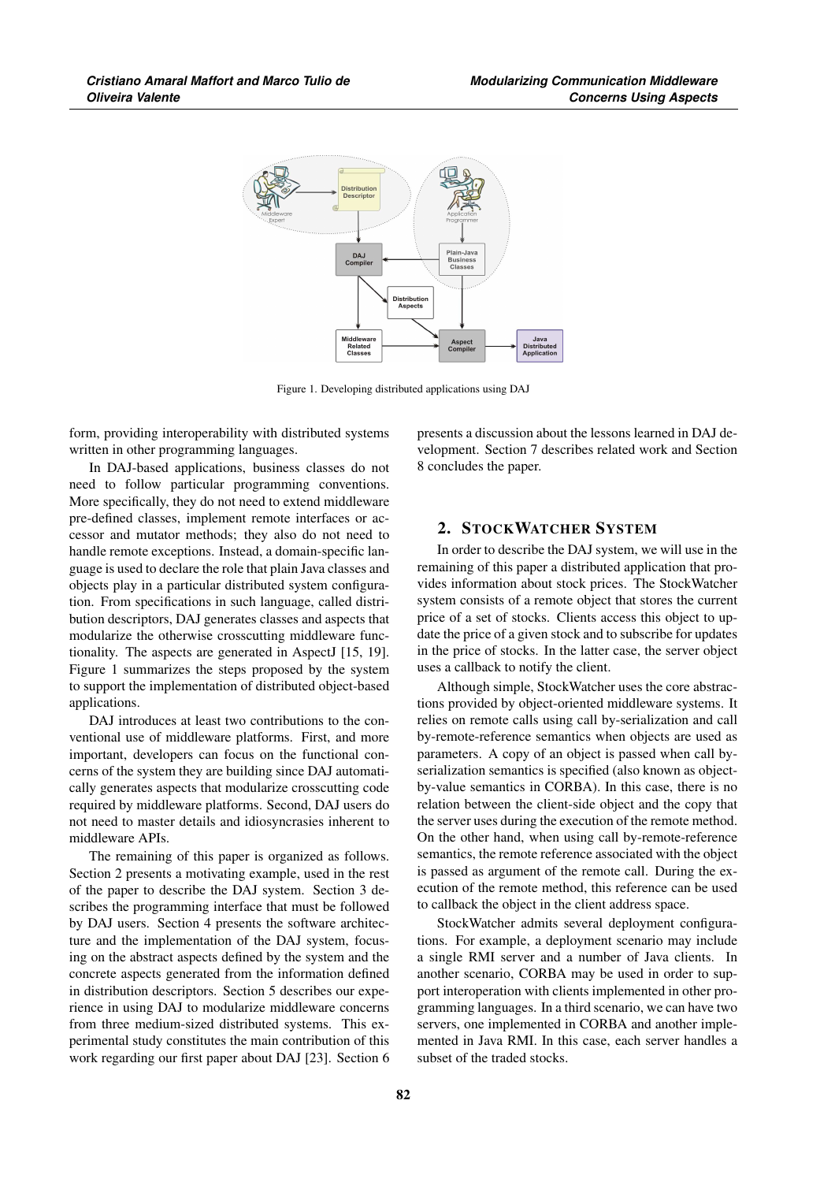Figure 1. Developing distributed applications using DAJ

form, providing interoperability with distributed systems written in other programming languages.

In DAJ-based applications, business classes do not need to follow particular programming conventions. More specifically, they do not need to extend middleware pre-defined classes, implement remote interfaces or accessor and mutator methods; they also do not need to handle remote exceptions. Instead, a domain-specific language is used to declare the role that plain Java classes and objects play in a particular distributed system configuration. From specifications in such language, called distribution descriptors, DAJ generates classes and aspects that modularize the otherwise crosscutting middleware functionality. The aspects are generated in AspectJ [15, 19]. Figure 1 summarizes the steps proposed by the system to support the implementation of distributed object-based applications.

DAJ introduces at least two contributions to the conventional use of middleware platforms. First, and more important, developers can focus on the functional concerns of the system they are building since DAJ automatically generates aspects that modularize crosscutting code required by middleware platforms. Second, DAJ users do not need to master details and idiosyncrasies inherent to middleware APIs.

The remaining of this paper is organized as follows. Section 2 presents a motivating example, used in the rest of the paper to describe the DAJ system. Section 3 describes the programming interface that must be followed by DAJ users. Section 4 presents the software architecture and the implementation of the DAJ system, focusing on the abstract aspects defined by the system and the concrete aspects generated from the information defined in distribution descriptors. Section 5 describes our experience in using DAJ to modularize middleware concerns from three medium-sized distributed systems. This experimental study constitutes the main contribution of this work regarding our first paper about DAJ [23]. Section 6 presents a discussion about the lessons learned in DAJ development. Section 7 describes related work and Section 8 concludes the paper.

## 2. StockWatcher System

In order to describe the DAJ system, we will use in the remaining of this paper a distributed application that provides information about stock prices. The StockWatcher system consists of a remote object that stores the current price of a set of stocks. Clients access this object to update the price of a given stock and to subscribe for updates in the price of stocks. In the latter case, the server object uses a callback to notify the client.

Although simple, StockWatcher uses the core abstractions provided by object-oriented middleware systems. It relies on remote calls using call by-serialization and call by-remote-reference semantics when objects are used as parameters. A copy of an object is passed when call by-serialization semantics is specified (also known as object-by-value semantics in CORBA). In this case, there is no relation between the client-side object and the copy that the server uses during the execution of the remote method. On the other hand, when using call by-remote-reference semantics, the remote reference associated with the object is passed as argument of the remote call. During the execution of the remote method, this reference can be used to callback the object in the client address space.

StockWatcher admits several deployment configurations. For example, a deployment scenario may include a single RMI server and a number of Java clients. In another scenario, CORBA may be used in order to support interoperation with clients implemented in other programming languages. In a third scenario, we can have two servers, one implemented in CORBA and another implemented in Java RMI. In this case, each server handles a subset of the traded stocks.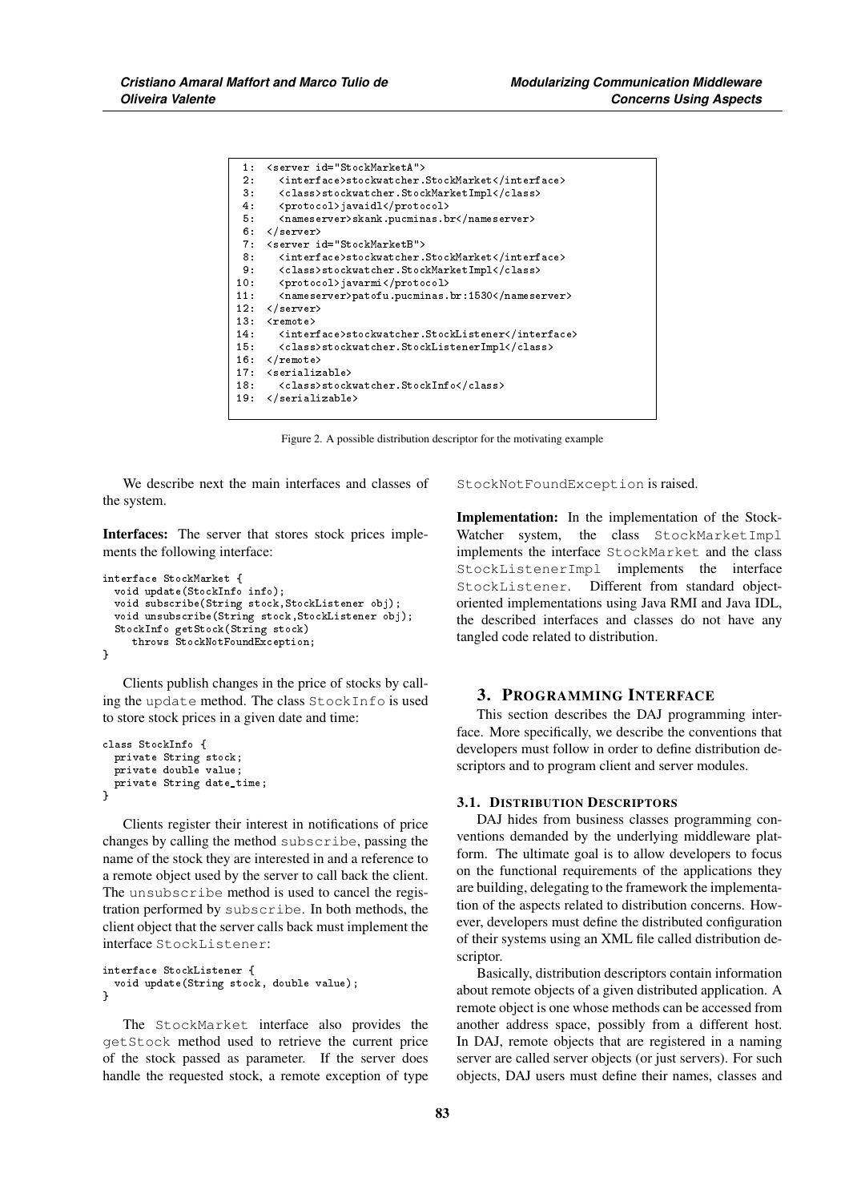```
 1:  <server id="StockMarketA">
 2:    <interface>stockwatcher.StockMarket</interface>
 3:    <class>stockwatcher.StockMarketImpl</class>
 4:    <protocol>javaidl</protocol>
 5:    <nameserver>skank.pucminas.br</nameserver>
 6:  </server>
 7:  <server id="StockMarketB">
 8:    <interface>stockwatcher.StockMarket</interface>
 9:    <class>stockwatcher.StockMarketImpl</class>
10:    <protocol>javarmi</protocol>
11:    <nameserver>patofu.pucminas.br:1530</nameserver>
12:  </server>
13:  <remote>
14:    <interface>stockwatcher.StockListener</interface>
15:    <class>stockwatcher.StockListenerImpl</class>
16:  </remote>
17:  <serializable>
18:    <class>stockwatcher.StockInfo</class>
19:  </serializable>
```

Figure 2. A possible distribution descriptor for the motivating example

We describe next the main interfaces and classes of the system.

**Interfaces:** The server that stores stock prices implements the following interface:

```
interface StockMarket {
  void update(StockInfo info);
  void subscribe(String stock,StockListener obj);
  void unsubscribe(String stock,StockListener obj);
  StockInfo getStock(String stock)
     throws StockNotFoundException;
}
```

Clients publish changes in the price of stocks by calling the `update` method. The class `StockInfo` is used to store stock prices in a given date and time:

```
class StockInfo {
  private String stock;
  private double value;
  private String date_time;
}
```

Clients register their interest in notifications of price changes by calling the method `subscribe`, passing the name of the stock they are interested in and a reference to a remote object used by the server to call back the client. The `unsubscribe` method is used to cancel the registration performed by `subscribe`. In both methods, the client object that the server calls back must implement the interface `StockListener`:

```
interface StockListener {
  void update(String stock, double value);
}
```

The `StockMarket` interface also provides the `getStock` method used to retrieve the current price of the stock passed as parameter. If the server does handle the requested stock, a remote exception of type `StockNotFoundException` is raised.

**Implementation:** In the implementation of the StockWatcher system, the class `StockMarketImpl` implements the interface `StockMarket` and the class `StockListenerImpl` implements the interface `StockListener`. Different from standard object-oriented implementations using Java RMI and Java IDL, the described interfaces and classes do not have any tangled code related to distribution.

## 3. Programming Interface

This section describes the DAJ programming interface. More specifically, we describe the conventions that developers must follow in order to define distribution descriptors and to program client and server modules.

### 3.1. Distribution Descriptors

DAJ hides from business classes programming conventions demanded by the underlying middleware platform. The ultimate goal is to allow developers to focus on the functional requirements of the applications they are building, delegating to the framework the implementation of the aspects related to distribution concerns. However, developers must define the distributed configuration of their systems using an XML file called distribution descriptor.

Basically, distribution descriptors contain information about remote objects of a given distributed application. A remote object is one whose methods can be accessed from another address space, possibly from a different host. In DAJ, remote objects that are registered in a naming server are called server objects (or just servers). For such objects, DAJ users must define their names, classes and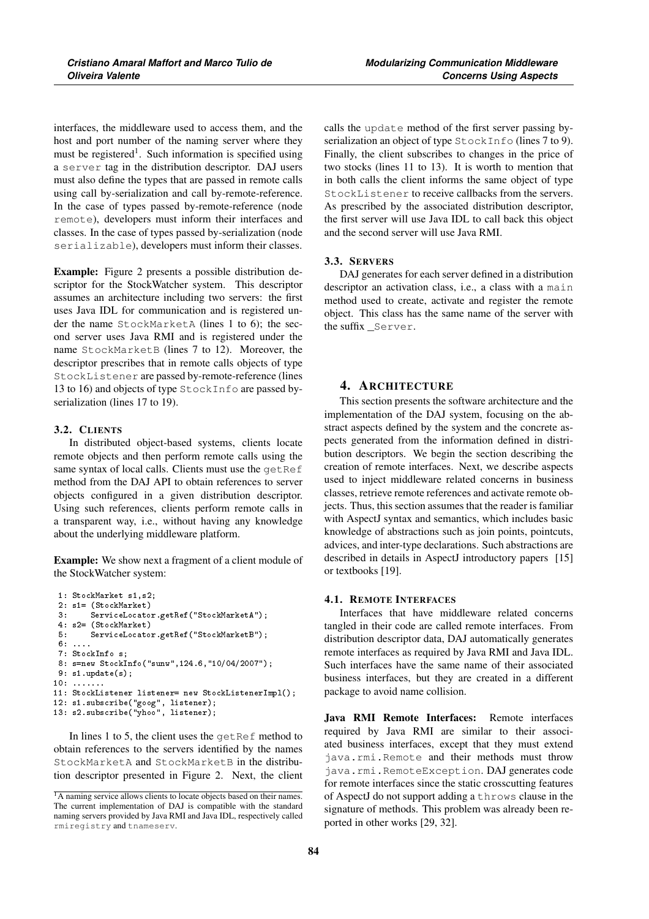interfaces, the middleware used to access them, and the host and port number of the naming server where they must be registered[1]. Such information is specified using a `server` tag in the distribution descriptor. DAJ users must also define the types that are passed in remote calls using call by-serialization and call by-remote-reference. In the case of types passed by-remote-reference (node `remote`), developers must inform their interfaces and classes. In the case of types passed by-serialization (node `serializable`), developers must inform their classes.

**Example:** Figure 2 presents a possible distribution descriptor for the StockWatcher system. This descriptor assumes an architecture including two servers: the first uses Java IDL for communication and is registered under the name `StockMarketA` (lines 1 to 6); the second server uses Java RMI and is registered under the name `StockMarketB` (lines 7 to 12). Moreover, the descriptor prescribes that in remote calls objects of type `StockListener` are passed by-remote-reference (lines 13 to 16) and objects of type `StockInfo` are passed by-serialization (lines 17 to 19).

### 3.2. Clients

In distributed object-based systems, clients locate remote objects and then perform remote calls using the same syntax of local calls. Clients must use the `getRef` method from the DAJ API to obtain references to server objects configured in a given distribution descriptor. Using such references, clients perform remote calls in a transparent way, i.e., without having any knowledge about the underlying middleware platform.

**Example:** We show next a fragment of a client module of the StockWatcher system:

```
 1: StockMarket s1,s2;
 2: s1= (StockMarket)
 3:     ServiceLocator.getRef("StockMarketA");
 4: s2= (StockMarket)
 5:     ServiceLocator.getRef("StockMarketB");
 6: ....
 7: StockInfo s;
 8: s=new StockInfo("sunw",124.6,"10/04/2007");
 9: s1.update(s);
10: .......
11: StockListener listener= new StockListenerImpl();
12: s1.subscribe("goog", listener);
13: s2.subscribe("yhoo", listener);
```

In lines 1 to 5, the client uses the `getRef` method to obtain references to the servers identified by the names `StockMarketA` and `StockMarketB` in the distribution descriptor presented in Figure 2. Next, the client calls the `update` method of the first server passing by-serialization an object of type `StockInfo` (lines 7 to 9). Finally, the client subscribes to changes in the price of two stocks (lines 11 to 13). It is worth to mention that in both calls the client informs the same object of type `StockListener` to receive callbacks from the servers. As prescribed by the associated distribution descriptor, the first server will use Java IDL to call back this object and the second server will use Java RMI.

### 3.3. Servers

DAJ generates for each server defined in a distribution descriptor an activation class, i.e., a class with a `main` method used to create, activate and register the remote object. This class has the same name of the server with the suffix `_Server`.

## 4. Architecture

This section presents the software architecture and the implementation of the DAJ system, focusing on the abstract aspects defined by the system and the concrete aspects generated from the information defined in distribution descriptors. We begin the section describing the creation of remote interfaces. Next, we describe aspects used to inject middleware related concerns in business classes, retrieve remote references and activate remote objects. Thus, this section assumes that the reader is familiar with AspectJ syntax and semantics, which includes basic knowledge of abstractions such as join points, pointcuts, advices, and inter-type declarations. Such abstractions are described in details in AspectJ introductory papers [15] or textbooks [19].

### 4.1. Remote Interfaces

Interfaces that have middleware related concerns tangled in their code are called remote interfaces. From distribution descriptor data, DAJ automatically generates remote interfaces as required by Java RMI and Java IDL. Such interfaces have the same name of their associated business interfaces, but they are created in a different package to avoid name collision.

**Java RMI Remote Interfaces:** Remote interfaces required by Java RMI are similar to their associated business interfaces, except that they must extend `java.rmi.Remote` and their methods must throw `java.rmi.RemoteException`. DAJ generates code for remote interfaces since the static crosscutting features of AspectJ do not support adding a `throws` clause in the signature of methods. This problem was already been reported in other works [29, 32].

[1] A naming service allows clients to locate objects based on their names. The current implementation of DAJ is compatible with the standard naming servers provided by Java RMI and Java IDL, respectively called `rmiregistry` and `tnameserv`.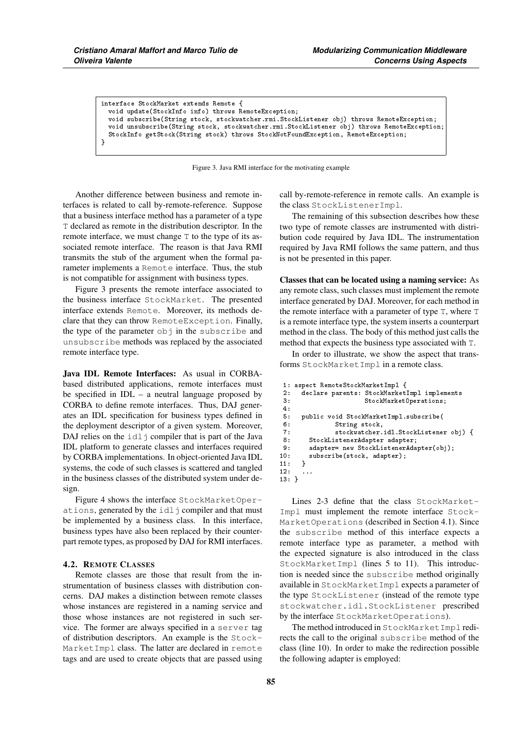```
interface StockMarket extends Remote {
  void update(StockInfo info) throws RemoteException;
  void subscribe(String stock, stockwatcher.rmi.StockListener obj) throws RemoteException;
  void unsubscribe(String stock, stockwatcher.rmi.StockListener obj) throws RemoteException;
  StockInfo getStock(String stock) throws StockNotFoundException, RemoteException;
}
```

Figure 3. Java RMI interface for the motivating example

Another difference between business and remote interfaces is related to call by-remote-reference. Suppose that a business interface method has a parameter of a type T declared as remote in the distribution descriptor. In the remote interface, we must change T to the type of its associated remote interface. The reason is that Java RMI transmits the stub of the argument when the formal parameter implements a Remote interface. Thus, the stub is not compatible for assignment with business types.

Figure 3 presents the remote interface associated to the business interface StockMarket. The presented interface extends Remote. Moreover, its methods declare that they can throw RemoteException. Finally, the type of the parameter obj in the subscribe and unsubscribe methods was replaced by the associated remote interface type.

**Java IDL Remote Interfaces:** As usual in CORBA-based distributed applications, remote interfaces must be specified in IDL – a neutral language proposed by CORBA to define remote interfaces. Thus, DAJ generates an IDL specification for business types defined in the deployment descriptor of a given system. Moreover, DAJ relies on the idlj compiler that is part of the Java IDL platform to generate classes and interfaces required by CORBA implementations. In object-oriented Java IDL systems, the code of such classes is scattered and tangled in the business classes of the distributed system under design.

Figure 4 shows the interface StockMarketOperations, generated by the idlj compiler and that must be implemented by a business class. In this interface, business types have also been replaced by their counterpart remote types, as proposed by DAJ for RMI interfaces.

### 4.2. Remote Classes

Remote classes are those that result from the instrumentation of business classes with distribution concerns. DAJ makes a distinction between remote classes whose instances are registered in a naming service and those whose instances are not registered in such service. The former are always specified in a server tag of distribution descriptors. An example is the StockMarketImpl class. The latter are declared in remote tags and are used to create objects that are passed using call by-remote-reference in remote calls. An example is the class StockListenerImpl.

The remaining of this subsection describes how these two type of remote classes are instrumented with distribution code required by Java IDL. The instrumentation required by Java RMI follows the same pattern, and thus is not be presented in this paper.

**Classes that can be located using a naming service:** As any remote class, such classes must implement the remote interface generated by DAJ. Moreover, for each method in the remote interface with a parameter of type T, where T is a remote interface type, the system inserts a counterpart method in the class. The body of this method just calls the method that expects the business type associated with T.

In order to illustrate, we show the aspect that transforms StockMarketImpl in a remote class.

```
 1: aspect RemoteStockMarketImpl {
 2:   declare parents: StockMarketImpl implements
 3:                    StockMarketOperations;
 4:
 5:   public void StockMarketImpl.subscribe(
 6:            String stock,
 7:            stockwatcher.idl.StockListener obj) {
 8:     StockListenerAdapter adapter;
 9:     adapter= new StockListenerAdapter(obj);
10:     subscribe(stock, adapter);
11:   }
12:   ...
13: }
```

Lines 2-3 define that the class StockMarketImpl must implement the remote interface StockMarketOperations (described in Section 4.1). Since the subscribe method of this interface expects a remote interface type as parameter, a method with the expected signature is also introduced in the class StockMarketImpl (lines 5 to 11). This introduction is needed since the subscribe method originally available in StockMarketImpl expects a parameter of the type StockListener (instead of the remote type stockwatcher.idl.StockListener prescribed by the interface StockMarketOperations).

The method introduced in StockMarketImpl redirects the call to the original subscribe method of the class (line 10). In order to make the redirection possible the following adapter is employed: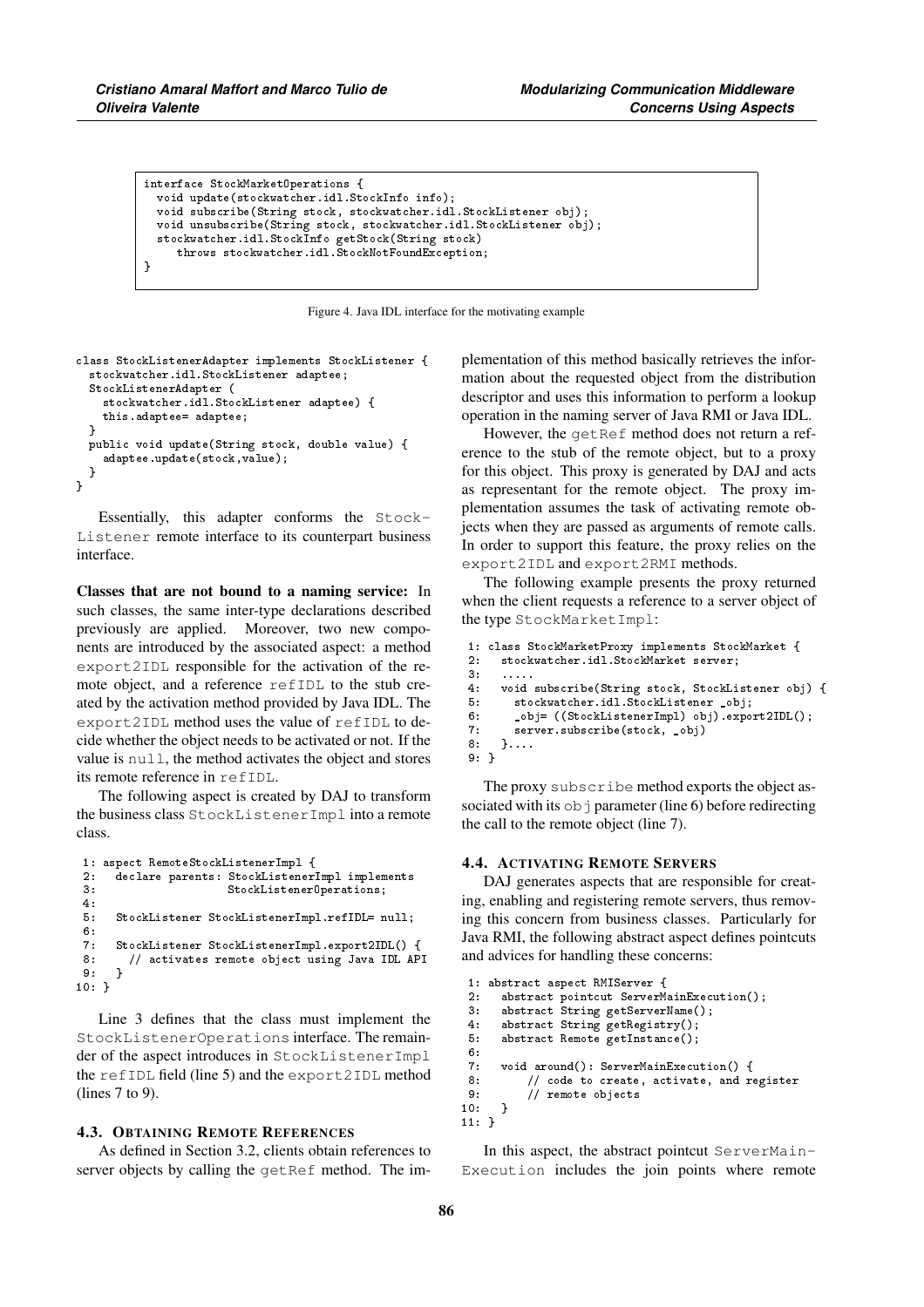```
interface StockMarketOperations {
  void update(stockwatcher.idl.StockInfo info);
  void subscribe(String stock, stockwatcher.idl.StockListener obj);
  void unsubscribe(String stock, stockwatcher.idl.StockListener obj);
  stockwatcher.idl.StockInfo getStock(String stock)
     throws stockwatcher.idl.StockNotFoundException;
}
```

Figure 4. Java IDL interface for the motivating example

```
class StockListenerAdapter implements StockListener {
  stockwatcher.idl.StockListener adaptee;
  StockListenerAdapter (
    stockwatcher.idl.StockListener adaptee) {
    this.adaptee= adaptee;
  }
  public void update(String stock, double value) {
    adaptee.update(stock,value);
  }
}
```

Essentially, this adapter conforms the StockListener remote interface to its counterpart business interface.

**Classes that are not bound to a naming service:** In such classes, the same inter-type declarations described previously are applied. Moreover, two new components are introduced by the associated aspect: a method export2IDL responsible for the activation of the remote object, and a reference refIDL to the stub created by the activation method provided by Java IDL. The export2IDL method uses the value of refIDL to decide whether the object needs to be activated or not. If the value is null, the method activates the object and stores its remote reference in refIDL.

The following aspect is created by DAJ to transform the business class StockListenerImpl into a remote class.

```
 1: aspect RemoteStockListenerImpl {
 2:   declare parents: StockListenerImpl implements
 3:                    StockListenerOperations;
 4:
 5:   StockListener StockListenerImpl.refIDL= null;
 6:
 7:   StockListener StockListenerImpl.export2IDL() {
 8:     // activates remote object using Java IDL API
 9:   }
10: }
```

Line 3 defines that the class must implement the StockListenerOperations interface. The remainder of the aspect introduces in StockListenerImpl the refIDL field (line 5) and the export2IDL method (lines 7 to 9).

### 4.3. Obtaining Remote References

As defined in Section 3.2, clients obtain references to server objects by calling the getRef method. The implementation of this method basically retrieves the information about the requested object from the distribution descriptor and uses this information to perform a lookup operation in the naming server of Java RMI or Java IDL.

However, the getRef method does not return a reference to the stub of the remote object, but to a proxy for this object. This proxy is generated by DAJ and acts as representant for the remote object. The proxy implementation assumes the task of activating remote objects when they are passed as arguments of remote calls. In order to support this feature, the proxy relies on the export2IDL and export2RMI methods.

The following example presents the proxy returned when the client requests a reference to a server object of the type StockMarketImpl:

```
1: class StockMarketProxy implements StockMarket {
2:   stockwatcher.idl.StockMarket server;
3:   .....
4:   void subscribe(String stock, StockListener obj) {
5:     stockwatcher.idl.StockListener _obj;
6:     _obj= ((StockListenerImpl) obj).export2IDL();
7:     server.subscribe(stock, _obj)
8:   }....
9: }
```

The proxy subscribe method exports the object associated with its obj parameter (line 6) before redirecting the call to the remote object (line 7).

### 4.4. Activating Remote Servers

DAJ generates aspects that are responsible for creating, enabling and registering remote servers, thus removing this concern from business classes. Particularly for Java RMI, the following abstract aspect defines pointcuts and advices for handling these concerns:

```
 1: abstract aspect RMIServer {
 2:   abstract pointcut ServerMainExecution();
 3:   abstract String getServerName();
 4:   abstract String getRegistry();
 5:   abstract Remote getInstance();
 6:
 7:   void around(): ServerMainExecution() {
 8:       // code to create, activate, and register
 9:       // remote objects
10:   }
11: }
```

In this aspect, the abstract pointcut ServerMainExecution includes the join points where remote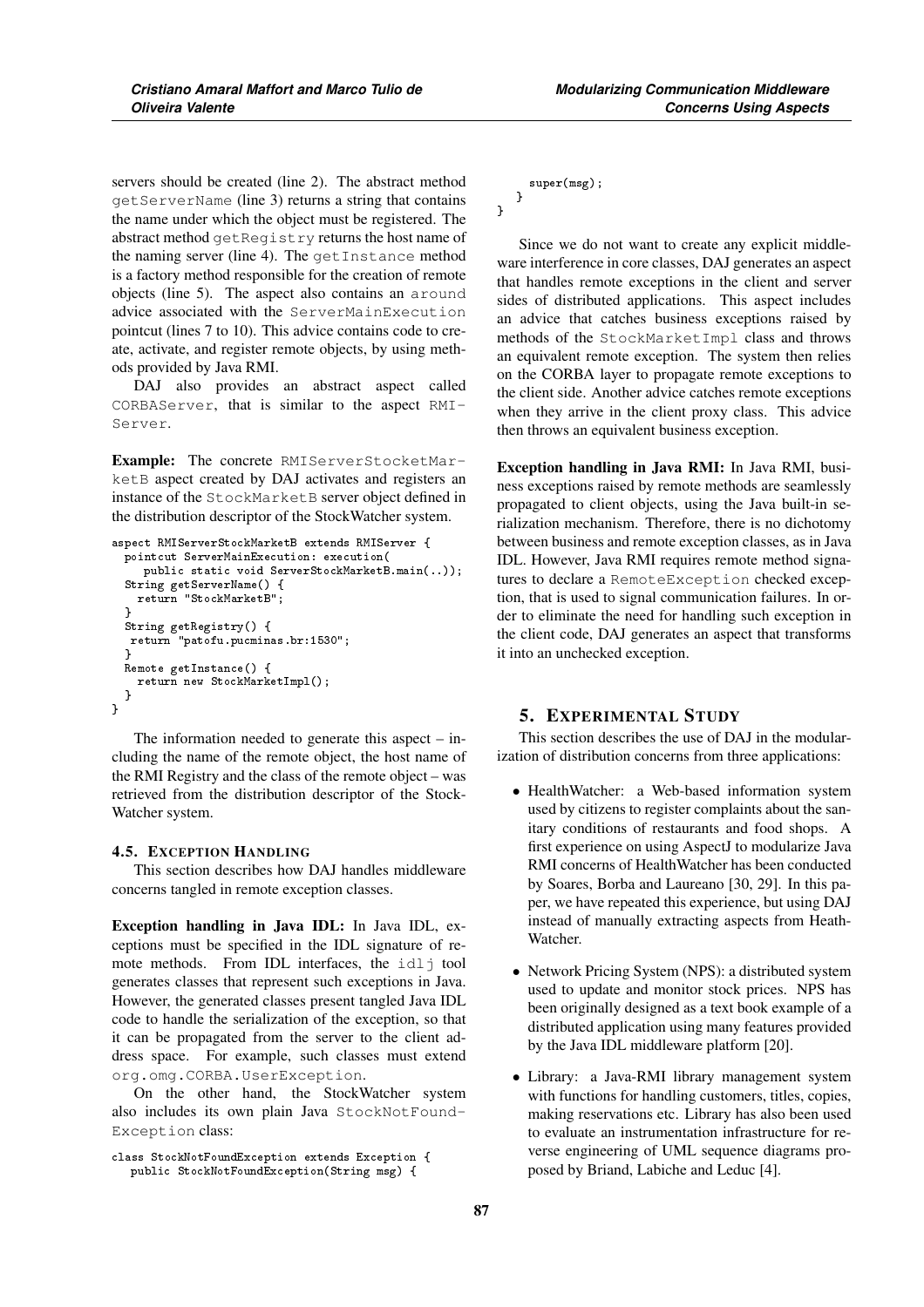servers should be created (line 2). The abstract method getServerName (line 3) returns a string that contains the name under which the object must be registered. The abstract method getRegistry returns the host name of the naming server (line 4). The getInstance method is a factory method responsible for the creation of remote objects (line 5). The aspect also contains an around advice associated with the ServerMainExecution pointcut (lines 7 to 10). This advice contains code to create, activate, and register remote objects, by using methods provided by Java RMI.

DAJ also provides an abstract aspect called CORBAServer, that is similar to the aspect RMI-Server.

**Example:** The concrete RMIServerStocketMarketB aspect created by DAJ activates and registers an instance of the StockMarketB server object defined in the distribution descriptor of the StockWatcher system.

```
aspect RMIServerStockMarketB extends RMIServer {
  pointcut ServerMainExecution: execution(
     public static void ServerStockMarketB.main(..));
  String getServerName() {
    return "StockMarketB";
  }
  String getRegistry() {
   return "patofu.pucminas.br:1530";
  }
  Remote getInstance() {
    return new StockMarketImpl();
  }
}
```

The information needed to generate this aspect – including the name of the remote object, the host name of the RMI Registry and the class of the remote object – was retrieved from the distribution descriptor of the StockWatcher system.

### 4.5. Exception Handling

This section describes how DAJ handles middleware concerns tangled in remote exception classes.

**Exception handling in Java IDL:** In Java IDL, exceptions must be specified in the IDL signature of remote methods. From IDL interfaces, the idlj tool generates classes that represent such exceptions in Java. However, the generated classes present tangled Java IDL code to handle the serialization of the exception, so that it can be propagated from the server to the client address space. For example, such classes must extend org.omg.CORBA.UserException.

On the other hand, the StockWatcher system also includes its own plain Java StockNotFound-Exception class:

```
class StockNotFoundException extends Exception {
   public StockNotFoundException(String msg) {
     super(msg);
   }
}
```

Since we do not want to create any explicit middleware interference in core classes, DAJ generates an aspect that handles remote exceptions in the client and server sides of distributed applications. This aspect includes an advice that catches business exceptions raised by methods of the StockMarketImpl class and throws an equivalent remote exception. The system then relies on the CORBA layer to propagate remote exceptions to the client side. Another advice catches remote exceptions when they arrive in the client proxy class. This advice then throws an equivalent business exception.

**Exception handling in Java RMI:** In Java RMI, business exceptions raised by remote methods are seamlessly propagated to client objects, using the Java built-in serialization mechanism. Therefore, there is no dichotomy between business and remote exception classes, as in Java IDL. However, Java RMI requires remote method signatures to declare a RemoteException checked exception, that is used to signal communication failures. In order to eliminate the need for handling such exception in the client code, DAJ generates an aspect that transforms it into an unchecked exception.

## 5. Experimental Study

This section describes the use of DAJ in the modularization of distribution concerns from three applications:

- HealthWatcher: a Web-based information system used by citizens to register complaints about the sanitary conditions of restaurants and food shops. A first experience on using AspectJ to modularize Java RMI concerns of HealthWatcher has been conducted by Soares, Borba and Laureano [30, 29]. In this paper, we have repeated this experience, but using DAJ instead of manually extracting aspects from HeathWatcher.
- Network Pricing System (NPS): a distributed system used to update and monitor stock prices. NPS has been originally designed as a text book example of a distributed application using many features provided by the Java IDL middleware platform [20].
- Library: a Java-RMI library management system with functions for handling customers, titles, copies, making reservations etc. Library has also been used to evaluate an instrumentation infrastructure for reverse engineering of UML sequence diagrams proposed by Briand, Labiche and Leduc [4].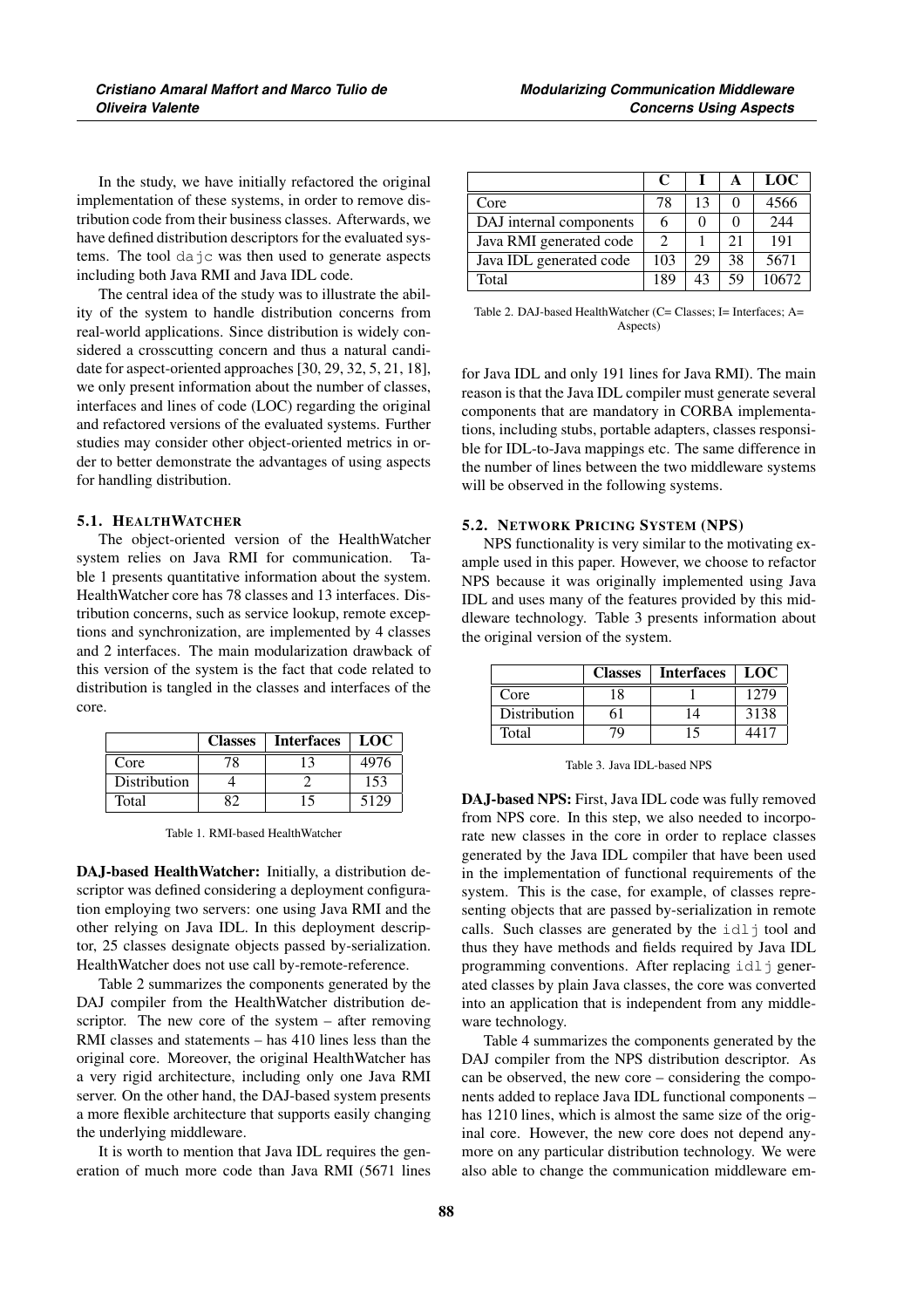In the study, we have initially refactored the original implementation of these systems, in order to remove distribution code from their business classes. Afterwards, we have defined distribution descriptors for the evaluated systems. The tool `dajc` was then used to generate aspects including both Java RMI and Java IDL code.

The central idea of the study was to illustrate the ability of the system to handle distribution concerns from real-world applications. Since distribution is widely considered a crosscutting concern and thus a natural candidate for aspect-oriented approaches [30, 29, 32, 5, 21, 18], we only present information about the number of classes, interfaces and lines of code (LOC) regarding the original and refactored versions of the evaluated systems. Further studies may consider other object-oriented metrics in order to better demonstrate the advantages of using aspects for handling distribution.

### 5.1. HealthWatcher

The object-oriented version of the HealthWatcher system relies on Java RMI for communication. Table 1 presents quantitative information about the system. HealthWatcher core has 78 classes and 13 interfaces. Distribution concerns, such as service lookup, remote exceptions and synchronization, are implemented by 4 classes and 2 interfaces. The main modularization drawback of this version of the system is the fact that code related to distribution is tangled in the classes and interfaces of the core.

| | Classes | Interfaces | LOC |
|---|---|---|---|
| Core | 78 | 13 | 4976 |
| Distribution | 4 | 2 | 153 |
| Total | 82 | 15 | 5129 |

Table 1. RMI-based HealthWatcher

**DAJ-based HealthWatcher:** Initially, a distribution descriptor was defined considering a deployment configuration employing two servers: one using Java RMI and the other relying on Java IDL. In this deployment descriptor, 25 classes designate objects passed by-serialization. HealthWatcher does not use call by-remote-reference.

Table 2 summarizes the components generated by the DAJ compiler from the HealthWatcher distribution descriptor. The new core of the system – after removing RMI classes and statements – has 410 lines less than the original core. Moreover, the original HealthWatcher has a very rigid architecture, including only one Java RMI server. On the other hand, the DAJ-based system presents a more flexible architecture that supports easily changing the underlying middleware.

It is worth to mention that Java IDL requires the generation of much more code than Java RMI (5671 lines for Java IDL and only 191 lines for Java RMI). The main reason is that the Java IDL compiler must generate several components that are mandatory in CORBA implementations, including stubs, portable adapters, classes responsible for IDL-to-Java mappings etc. The same difference in the number of lines between the two middleware systems will be observed in the following systems.

| | C | I | A | LOC |
|---|---|---|---|---|
| Core | 78 | 13 | 0 | 4566 |
| DAJ internal components | 6 | 0 | 0 | 244 |
| Java RMI generated code | 2 | 1 | 21 | 191 |
| Java IDL generated code | 103 | 29 | 38 | 5671 |
| Total | 189 | 43 | 59 | 10672 |

Table 2. DAJ-based HealthWatcher (C= Classes; I= Interfaces; A= Aspects)

### 5.2. Network Pricing System (NPS)

NPS functionality is very similar to the motivating example used in this paper. However, we choose to refactor NPS because it was originally implemented using Java IDL and uses many of the features provided by this middleware technology. Table 3 presents information about the original version of the system.

| | Classes | Interfaces | LOC |
|---|---|---|---|
| Core | 18 | 1 | 1279 |
| Distribution | 61 | 14 | 3138 |
| Total | 79 | 15 | 4417 |

Table 3. Java IDL-based NPS

**DAJ-based NPS:** First, Java IDL code was fully removed from NPS core. In this step, we also needed to incorporate new classes in the core in order to replace classes generated by the Java IDL compiler that have been used in the implementation of functional requirements of the system. This is the case, for example, of classes representing objects that are passed by-serialization in remote calls. Such classes are generated by the `idlj` tool and thus they have methods and fields required by Java IDL programming conventions. After replacing `idlj` generated classes by plain Java classes, the core was converted into an application that is independent from any middleware technology.

Table 4 summarizes the components generated by the DAJ compiler from the NPS distribution descriptor. As can be observed, the new core – considering the components added to replace Java IDL functional components – has 1210 lines, which is almost the same size of the original core. However, the new core does not depend anymore on any particular distribution technology. We were also able to change the communication middleware em-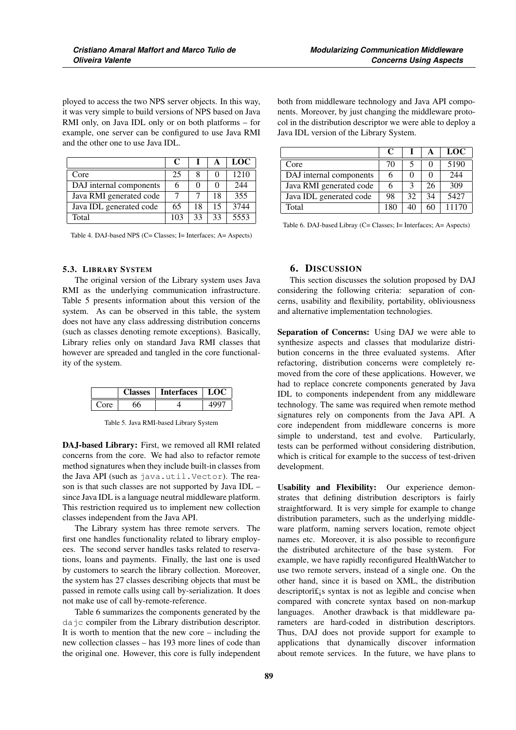ployed to access the two NPS server objects. In this way, it was very simple to build versions of NPS based on Java RMI only, on Java IDL only or on both platforms – for example, one server can be configured to use Java RMI and the other one to use Java IDL.

| | C | I | A | LOC |
|---|---|---|---|---|
| Core | 25 | 8 | 0 | 1210 |
| DAJ internal components | 6 | 0 | 0 | 244 |
| Java RMI generated code | 7 | 7 | 18 | 355 |
| Java IDL generated code | 65 | 18 | 15 | 3744 |
| Total | 103 | 33 | 33 | 5553 |

Table 4. DAJ-based NPS (C= Classes; I= Interfaces; A= Aspects)

### 5.3. Library System

The original version of the Library system uses Java RMI as the underlying communication infrastructure. Table 5 presents information about this version of the system. As can be observed in this table, the system does not have any class addressing distribution concerns (such as classes denoting remote exceptions). Basically, Library relies only on standard Java RMI classes that however are spreaded and tangled in the core functionality of the system.

| | Classes | Interfaces | LOC |
|---|---|---|---|
| Core | 66 | 4 | 4997 |

Table 5. Java RMI-based Library System

**DAJ-based Library:** First, we removed all RMI related concerns from the core. We had also to refactor remote method signatures when they include built-in classes from the Java API (such as `java.util.Vector`). The reason is that such classes are not supported by Java IDL – since Java IDL is a language neutral middleware platform. This restriction required us to implement new collection classes independent from the Java API.

The Library system has three remote servers. The first one handles functionality related to library employees. The second server handles tasks related to reservations, loans and payments. Finally, the last one is used by customers to search the library collection. Moreover, the system has 27 classes describing objects that must be passed in remote calls using call by-serialization. It does not make use of call by-remote-reference.

Table 6 summarizes the components generated by the `dajc` compiler from the Library distribution descriptor. It is worth to mention that the new core – including the new collection classes – has 193 more lines of code than the original one. However, this core is fully independent both from middleware technology and Java API components. Moreover, by just changing the middleware protocol in the distribution descriptor we were able to deploy a Java IDL version of the Library System.

| | C | I | A | LOC |
|---|---|---|---|---|
| Core | 70 | 5 | 0 | 5190 |
| DAJ internal components | 6 | 0 | 0 | 244 |
| Java RMI generated code | 6 | 3 | 26 | 309 |
| Java IDL generated code | 98 | 32 | 34 | 5427 |
| Total | 180 | 40 | 60 | 11170 |

Table 6. DAJ-based Libray (C= Classes; I= Interfaces; A= Aspects)

## 6. Discussion

This section discusses the solution proposed by DAJ considering the following criteria: separation of concerns, usability and flexibility, portability, obliviousness and alternative implementation technologies.

**Separation of Concerns:** Using DAJ we were able to synthesize aspects and classes that modularize distribution concerns in the three evaluated systems. After refactoring, distribution concerns were completely removed from the core of these applications. However, we had to replace concrete components generated by Java IDL to components independent from any middleware technology. The same was required when remote method signatures rely on components from the Java API. A core independent from middleware concerns is more simple to understand, test and evolve. Particularly, tests can be performed without considering distribution, which is critical for example to the success of test-driven development.

**Usability and Flexibility:** Our experience demonstrates that defining distribution descriptors is fairly straightforward. It is very simple for example to change distribution parameters, such as the underlying middleware platform, naming servers location, remote object names etc. Moreover, it is also possible to reconfigure the distributed architecture of the base system. For example, we have rapidly reconfigured HealthWatcher to use two remote servers, instead of a single one. On the other hand, since it is based on XML, the distribution descriptorï£¡s syntax is not as legible and concise when compared with concrete syntax based on non-markup languages. Another drawback is that middleware parameters are hard-coded in distribution descriptors. Thus, DAJ does not provide support for example to applications that dynamically discover information about remote services. In the future, we have plans to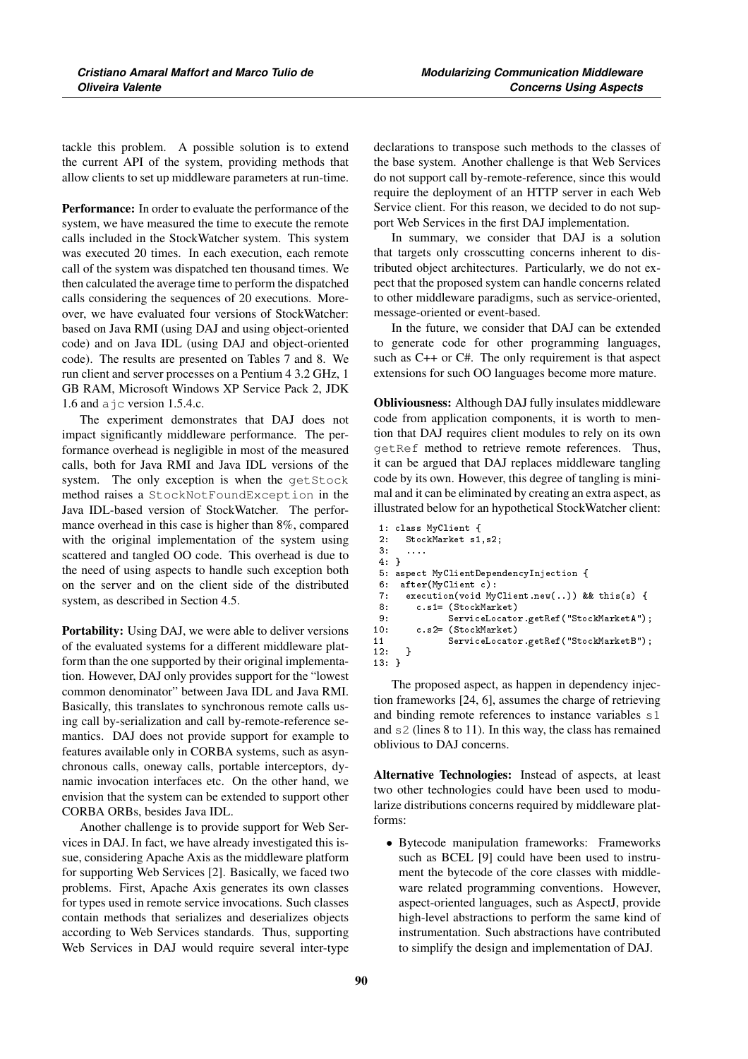tackle this problem. A possible solution is to extend the current API of the system, providing methods that allow clients to set up middleware parameters at run-time.

**Performance:** In order to evaluate the performance of the system, we have measured the time to execute the remote calls included in the StockWatcher system. This system was executed 20 times. In each execution, each remote call of the system was dispatched ten thousand times. We then calculated the average time to perform the dispatched calls considering the sequences of 20 executions. Moreover, we have evaluated four versions of StockWatcher: based on Java RMI (using DAJ and using object-oriented code) and on Java IDL (using DAJ and object-oriented code). The results are presented on Tables 7 and 8. We run client and server processes on a Pentium 4 3.2 GHz, 1 GB RAM, Microsoft Windows XP Service Pack 2, JDK 1.6 and `ajc` version 1.5.4.c.

The experiment demonstrates that DAJ does not impact significantly middleware performance. The performance overhead is negligible in most of the measured calls, both for Java RMI and Java IDL versions of the system. The only exception is when the `getStock` method raises a `StockNotFoundException` in the Java IDL-based version of StockWatcher. The performance overhead in this case is higher than 8%, compared with the original implementation of the system using scattered and tangled OO code. This overhead is due to the need of using aspects to handle such exception both on the server and on the client side of the distributed system, as described in Section 4.5.

**Portability:** Using DAJ, we were able to deliver versions of the evaluated systems for a different middleware platform than the one supported by their original implementation. However, DAJ only provides support for the "lowest common denominator" between Java IDL and Java RMI. Basically, this translates to synchronous remote calls using call by-serialization and call by-remote-reference semantics. DAJ does not provide support for example to features available only in CORBA systems, such as asynchronous calls, oneway calls, portable interceptors, dynamic invocation interfaces etc. On the other hand, we envision that the system can be extended to support other CORBA ORBs, besides Java IDL.

Another challenge is to provide support for Web Services in DAJ. In fact, we have already investigated this issue, considering Apache Axis as the middleware platform for supporting Web Services [2]. Basically, we faced two problems. First, Apache Axis generates its own classes for types used in remote service invocations. Such classes contain methods that serializes and deserializes objects according to Web Services standards. Thus, supporting Web Services in DAJ would require several inter-type declarations to transpose such methods to the classes of the base system. Another challenge is that Web Services do not support call by-remote-reference, since this would require the deployment of an HTTP server in each Web Service client. For this reason, we decided to do not support Web Services in the first DAJ implementation.

In summary, we consider that DAJ is a solution that targets only crosscutting concerns inherent to distributed object architectures. Particularly, we do not expect that the proposed system can handle concerns related to other middleware paradigms, such as service-oriented, message-oriented or event-based.

In the future, we consider that DAJ can be extended to generate code for other programming languages, such as C++ or C#. The only requirement is that aspect extensions for such OO languages become more mature.

**Obliviousness:** Although DAJ fully insulates middleware code from application components, it is worth to mention that DAJ requires client modules to rely on its own `getRef` method to retrieve remote references. Thus, it can be argued that DAJ replaces middleware tangling code by its own. However, this degree of tangling is minimal and it can be eliminated by creating an extra aspect, as illustrated below for an hypothetical StockWatcher client:

```
 1: class MyClient {
 2:   StockMarket s1,s2;
 3:   ....
 4: }
 5: aspect MyClientDependencyInjection {
 6:  after(MyClient c):
 7:   execution(void MyClient.new(..)) && this(s) {
 8:     c.s1= (StockMarket)
 9:           ServiceLocator.getRef("StockMarketA");
10:     c.s2= (StockMarket)
11            ServiceLocator.getRef("StockMarketB");
12:   }
13: }
```

The proposed aspect, as happen in dependency injection frameworks [24, 6], assumes the charge of retrieving and binding remote references to instance variables `s1` and `s2` (lines 8 to 11). In this way, the class has remained oblivious to DAJ concerns.

**Alternative Technologies:** Instead of aspects, at least two other technologies could have been used to modularize distributions concerns required by middleware platforms:

- Bytecode manipulation frameworks: Frameworks such as BCEL [9] could have been used to instrument the bytecode of the core classes with middleware related programming conventions. However, aspect-oriented languages, such as AspectJ, provide high-level abstractions to perform the same kind of instrumentation. Such abstractions have contributed to simplify the design and implementation of DAJ.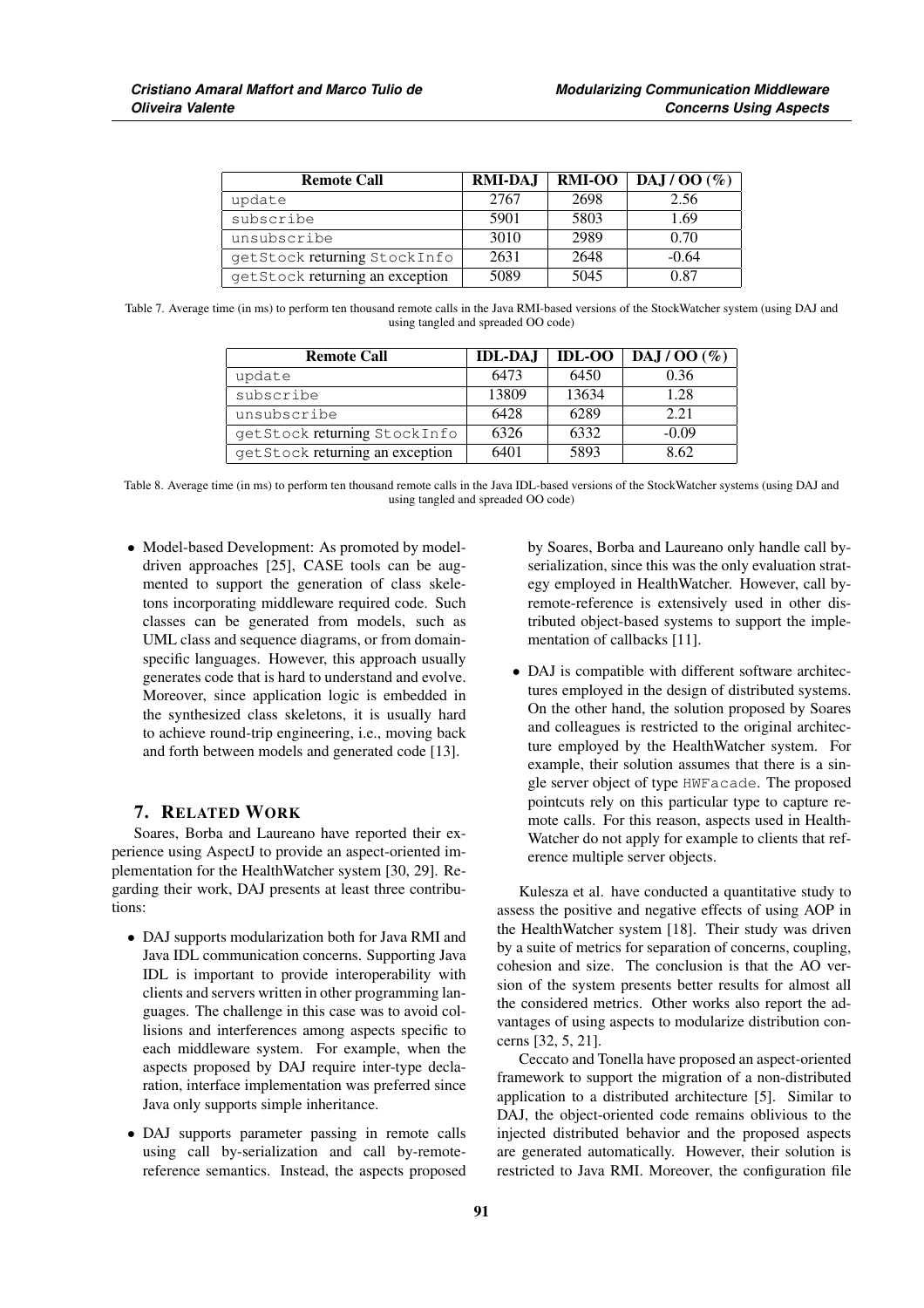| Remote Call | RMI-DAJ | RMI-OO | DAJ / OO (%) |
|---|---|---|---|
| `update` | 2767 | 2698 | 2.56 |
| `subscribe` | 5901 | 5803 | 1.69 |
| `unsubscribe` | 3010 | 2989 | 0.70 |
| `getStock` returning `StockInfo` | 2631 | 2648 | -0.64 |
| `getStock` returning an exception | 5089 | 5045 | 0.87 |

Table 7. Average time (in ms) to perform ten thousand remote calls in the Java RMI-based versions of the StockWatcher system (using DAJ and using tangled and spreaded OO code)

| Remote Call | IDL-DAJ | IDL-OO | DAJ / OO (%) |
|---|---|---|---|
| `update` | 6473 | 6450 | 0.36 |
| `subscribe` | 13809 | 13634 | 1.28 |
| `unsubscribe` | 6428 | 6289 | 2.21 |
| `getStock` returning `StockInfo` | 6326 | 6332 | -0.09 |
| `getStock` returning an exception | 6401 | 5893 | 8.62 |

Table 8. Average time (in ms) to perform ten thousand remote calls in the Java IDL-based versions of the StockWatcher systems (using DAJ and using tangled and spreaded OO code)

- Model-based Development: As promoted by model-driven approaches [25], CASE tools can be augmented to support the generation of class skeletons incorporating middleware required code. Such classes can be generated from models, such as UML class and sequence diagrams, or from domain-specific languages. However, this approach usually generates code that is hard to understand and evolve. Moreover, since application logic is embedded in the synthesized class skeletons, it is usually hard to achieve round-trip engineering, i.e., moving back and forth between models and generated code [13].

## 7. Related Work

Soares, Borba and Laureano have reported their experience using AspectJ to provide an aspect-oriented implementation for the HealthWatcher system [30, 29]. Regarding their work, DAJ presents at least three contributions:

- DAJ supports modularization both for Java RMI and Java IDL communication concerns. Supporting Java IDL is important to provide interoperability with clients and servers written in other programming languages. The challenge in this case was to avoid collisions and interferences among aspects specific to each middleware system. For example, when the aspects proposed by DAJ require inter-type declaration, interface implementation was preferred since Java only supports simple inheritance.
- DAJ supports parameter passing in remote calls using call by-serialization and call by-remote-reference semantics. Instead, the aspects proposed by Soares, Borba and Laureano only handle call by-serialization, since this was the only evaluation strategy employed in HealthWatcher. However, call by-remote-reference is extensively used in other distributed object-based systems to support the implementation of callbacks [11].
- DAJ is compatible with different software architectures employed in the design of distributed systems. On the other hand, the solution proposed by Soares and colleagues is restricted to the original architecture employed by the HealthWatcher system. For example, their solution assumes that there is a single server object of type `HWFacade`. The proposed pointcuts rely on this particular type to capture remote calls. For this reason, aspects used in HealthWatcher do not apply for example to clients that reference multiple server objects.

Kulesza et al. have conducted a quantitative study to assess the positive and negative effects of using AOP in the HealthWatcher system [18]. Their study was driven by a suite of metrics for separation of concerns, coupling, cohesion and size. The conclusion is that the AO version of the system presents better results for almost all the considered metrics. Other works also report the advantages of using aspects to modularize distribution concerns [32, 5, 21].

Ceccato and Tonella have proposed an aspect-oriented framework to support the migration of a non-distributed application to a distributed architecture [5]. Similar to DAJ, the object-oriented code remains oblivious to the injected distributed behavior and the proposed aspects are generated automatically. However, their solution is restricted to Java RMI. Moreover, the configuration file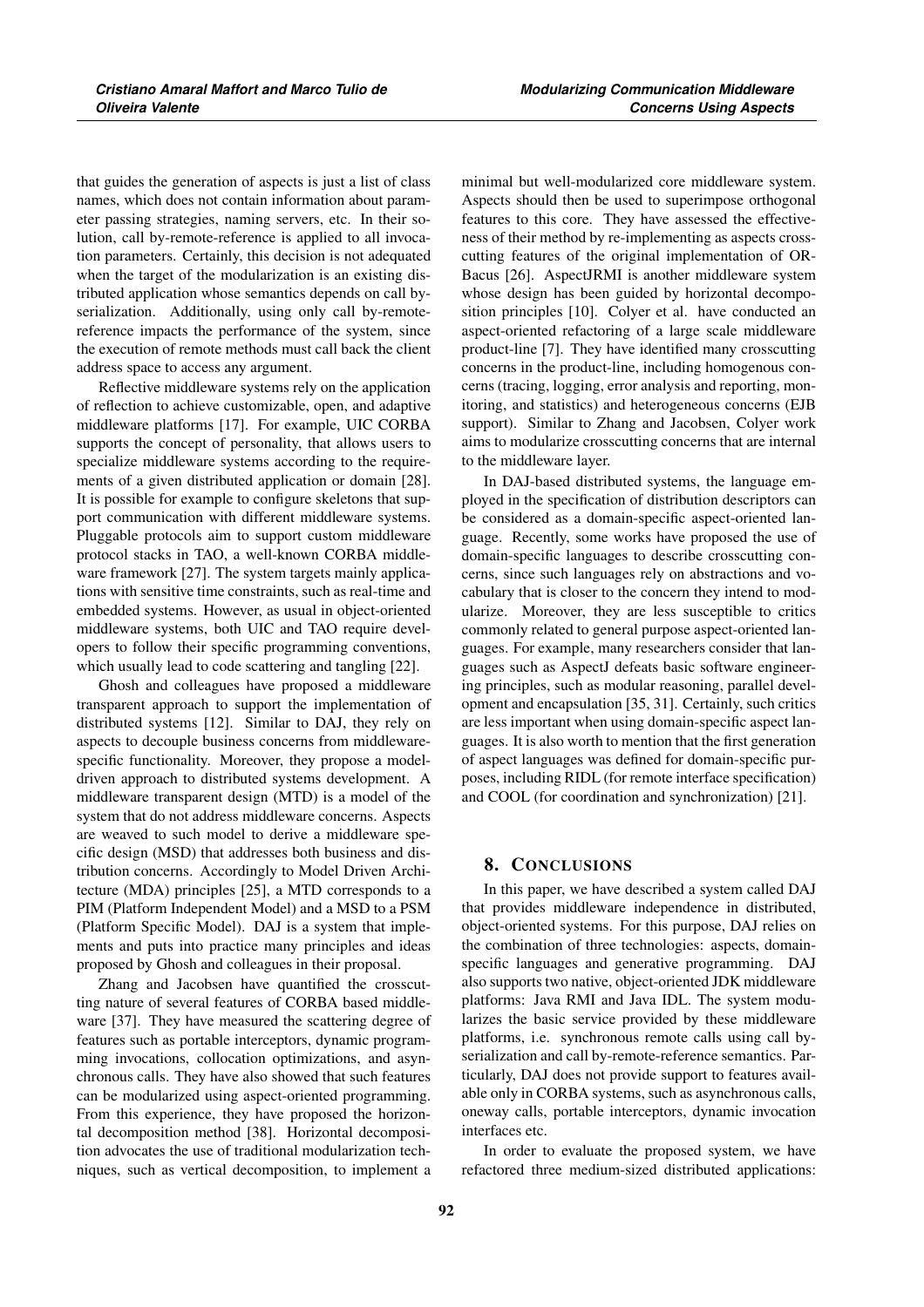that guides the generation of aspects is just a list of class names, which does not contain information about parameter passing strategies, naming servers, etc. In their solution, call by-remote-reference is applied to all invocation parameters. Certainly, this decision is not adequated when the target of the modularization is an existing distributed application whose semantics depends on call by-serialization. Additionally, using only call by-remote-reference impacts the performance of the system, since the execution of remote methods must call back the client address space to access any argument.

Reflective middleware systems rely on the application of reflection to achieve customizable, open, and adaptive middleware platforms [17]. For example, UIC CORBA supports the concept of personality, that allows users to specialize middleware systems according to the requirements of a given distributed application or domain [28]. It is possible for example to configure skeletons that support communication with different middleware systems. Pluggable protocols aim to support custom middleware protocol stacks in TAO, a well-known CORBA middleware framework [27]. The system targets mainly applications with sensitive time constraints, such as real-time and embedded systems. However, as usual in object-oriented middleware systems, both UIC and TAO require developers to follow their specific programming conventions, which usually lead to code scattering and tangling [22].

Ghosh and colleagues have proposed a middleware transparent approach to support the implementation of distributed systems [12]. Similar to DAJ, they rely on aspects to decouple business concerns from middleware-specific functionality. Moreover, they propose a model-driven approach to distributed systems development. A middleware transparent design (MTD) is a model of the system that do not address middleware concerns. Aspects are weaved to such model to derive a middleware specific design (MSD) that addresses both business and distribution concerns. Accordingly to Model Driven Architecture (MDA) principles [25], a MTD corresponds to a PIM (Platform Independent Model) and a MSD to a PSM (Platform Specific Model). DAJ is a system that implements and puts into practice many principles and ideas proposed by Ghosh and colleagues in their proposal.

Zhang and Jacobsen have quantified the crosscutting nature of several features of CORBA based middleware [37]. They have measured the scattering degree of features such as portable interceptors, dynamic programming invocations, collocation optimizations, and asynchronous calls. They have also showed that such features can be modularized using aspect-oriented programming. From this experience, they have proposed the horizontal decomposition method [38]. Horizontal decomposition advocates the use of traditional modularization techniques, such as vertical decomposition, to implement a minimal but well-modularized core middleware system. Aspects should then be used to superimpose orthogonal features to this core. They have assessed the effectiveness of their method by re-implementing as aspects crosscutting features of the original implementation of ORBacus [26]. AspectJRMI is another middleware system whose design has been guided by horizontal decomposition principles [10]. Colyer et al. have conducted an aspect-oriented refactoring of a large scale middleware product-line [7]. They have identified many crosscutting concerns in the product-line, including homogenous concerns (tracing, logging, error analysis and reporting, monitoring, and statistics) and heterogeneous concerns (EJB support). Similar to Zhang and Jacobsen, Colyer work aims to modularize crosscutting concerns that are internal to the middleware layer.

In DAJ-based distributed systems, the language employed in the specification of distribution descriptors can be considered as a domain-specific aspect-oriented language. Recently, some works have proposed the use of domain-specific languages to describe crosscutting concerns, since such languages rely on abstractions and vocabulary that is closer to the concern they intend to modularize. Moreover, they are less susceptible to critics commonly related to general purpose aspect-oriented languages. For example, many researchers consider that languages such as AspectJ defeats basic software engineering principles, such as modular reasoning, parallel development and encapsulation [35, 31]. Certainly, such critics are less important when using domain-specific aspect languages. It is also worth to mention that the first generation of aspect languages was defined for domain-specific purposes, including RIDL (for remote interface specification) and COOL (for coordination and synchronization) [21].

## 8. Conclusions

In this paper, we have described a system called DAJ that provides middleware independence in distributed, object-oriented systems. For this purpose, DAJ relies on the combination of three technologies: aspects, domain-specific languages and generative programming. DAJ also supports two native, object-oriented JDK middleware platforms: Java RMI and Java IDL. The system modularizes the basic service provided by these middleware platforms, i.e. synchronous remote calls using call by-serialization and call by-remote-reference semantics. Particularly, DAJ does not provide support to features available only in CORBA systems, such as asynchronous calls, oneway calls, portable interceptors, dynamic invocation interfaces etc.

In order to evaluate the proposed system, we have refactored three medium-sized distributed applications: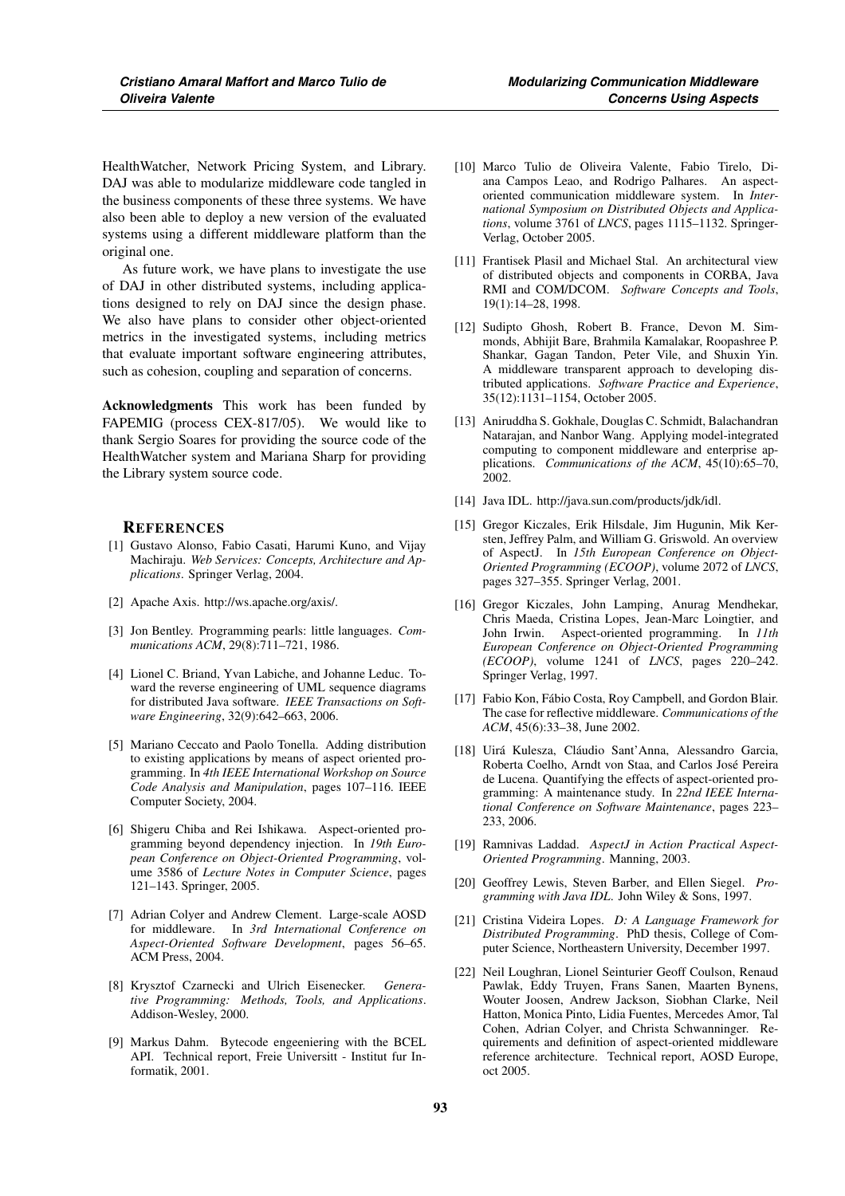HealthWatcher, Network Pricing System, and Library. DAJ was able to modularize middleware code tangled in the business components of these three systems. We have also been able to deploy a new version of the evaluated systems using a different middleware platform than the original one.

As future work, we have plans to investigate the use of DAJ in other distributed systems, including applications designed to rely on DAJ since the design phase. We also have plans to consider other object-oriented metrics in the investigated systems, including metrics that evaluate important software engineering attributes, such as cohesion, coupling and separation of concerns.

**Acknowledgments** This work has been funded by FAPEMIG (process CEX-817/05). We would like to thank Sergio Soares for providing the source code of the HealthWatcher system and Mariana Sharp for providing the Library system source code.

## References

[1] Gustavo Alonso, Fabio Casati, Harumi Kuno, and Vijay Machiraju. *Web Services: Concepts, Architecture and Applications*. Springer Verlag, 2004.

[2] Apache Axis. http://ws.apache.org/axis/.

[3] Jon Bentley. Programming pearls: little languages. *Communications ACM*, 29(8):711–721, 1986.

[4] Lionel C. Briand, Yvan Labiche, and Johanne Leduc. Toward the reverse engineering of UML sequence diagrams for distributed Java software. *IEEE Transactions on Software Engineering*, 32(9):642–663, 2006.

[5] Mariano Ceccato and Paolo Tonella. Adding distribution to existing applications by means of aspect oriented programming. In *4th IEEE International Workshop on Source Code Analysis and Manipulation*, pages 107–116. IEEE Computer Society, 2004.

[6] Shigeru Chiba and Rei Ishikawa. Aspect-oriented programming beyond dependency injection. In *19th European Conference on Object-Oriented Programming*, volume 3586 of *Lecture Notes in Computer Science*, pages 121–143. Springer, 2005.

[7] Adrian Colyer and Andrew Clement. Large-scale AOSD for middleware. In *3rd International Conference on Aspect-Oriented Software Development*, pages 56–65. ACM Press, 2004.

[8] Krysztof Czarnecki and Ulrich Eisenecker. *Generative Programming: Methods, Tools, and Applications*. Addison-Wesley, 2000.

[9] Markus Dahm. Bytecode engeeniering with the BCEL API. Technical report, Freie Universitt - Institut fur Informatik, 2001.

[10] Marco Tulio de Oliveira Valente, Fabio Tirelo, Diana Campos Leao, and Rodrigo Palhares. An aspect-oriented communication middleware system. In *International Symposium on Distributed Objects and Applications*, volume 3761 of *LNCS*, pages 1115–1132. Springer-Verlag, October 2005.

[11] Frantisek Plasil and Michael Stal. An architectural view of distributed objects and components in CORBA, Java RMI and COM/DCOM. *Software Concepts and Tools*, 19(1):14–28, 1998.

[12] Sudipto Ghosh, Robert B. France, Devon M. Simmonds, Abhijit Bare, Brahmila Kamalakar, Roopashree P. Shankar, Gagan Tandon, Peter Vile, and Shuxin Yin. A middleware transparent approach to developing distributed applications. *Software Practice and Experience*, 35(12):1131–1154, October 2005.

[13] Aniruddha S. Gokhale, Douglas C. Schmidt, Balachandran Natarajan, and Nanbor Wang. Applying model-integrated computing to component middleware and enterprise applications. *Communications of the ACM*, 45(10):65–70, 2002.

[14] Java IDL. http://java.sun.com/products/jdk/idl.

[15] Gregor Kiczales, Erik Hilsdale, Jim Hugunin, Mik Kersten, Jeffrey Palm, and William G. Griswold. An overview of AspectJ. In *15th European Conference on Object-Oriented Programming (ECOOP)*, volume 2072 of *LNCS*, pages 327–355. Springer Verlag, 2001.

[16] Gregor Kiczales, John Lamping, Anurag Mendhekar, Chris Maeda, Cristina Lopes, Jean-Marc Loingtier, and John Irwin. Aspect-oriented programming. In *11th European Conference on Object-Oriented Programming (ECOOP)*, volume 1241 of *LNCS*, pages 220–242. Springer Verlag, 1997.

[17] Fabio Kon, Fábio Costa, Roy Campbell, and Gordon Blair. The case for reflective middleware. *Communications of the ACM*, 45(6):33–38, June 2002.

[18] Uirá Kulesza, Cláudio Sant'Anna, Alessandro Garcia, Roberta Coelho, Arndt von Staa, and Carlos José Pereira de Lucena. Quantifying the effects of aspect-oriented programming: A maintenance study. In *22nd IEEE International Conference on Software Maintenance*, pages 223–233, 2006.

[19] Ramnivas Laddad. *AspectJ in Action Practical Aspect-Oriented Programming*. Manning, 2003.

[20] Geoffrey Lewis, Steven Barber, and Ellen Siegel. *Programming with Java IDL*. John Wiley & Sons, 1997.

[21] Cristina Videira Lopes. *D: A Language Framework for Distributed Programming*. PhD thesis, College of Computer Science, Northeastern University, December 1997.

[22] Neil Loughran, Lionel Seinturier Geoff Coulson, Renaud Pawlak, Eddy Truyen, Frans Sanen, Maarten Bynens, Wouter Joosen, Andrew Jackson, Siobhan Clarke, Neil Hatton, Monica Pinto, Lidia Fuentes, Mercedes Amor, Tal Cohen, Adrian Colyer, and Christa Schwanninger. Requirements and definition of aspect-oriented middleware reference architecture. Technical report, AOSD Europe, oct 2005.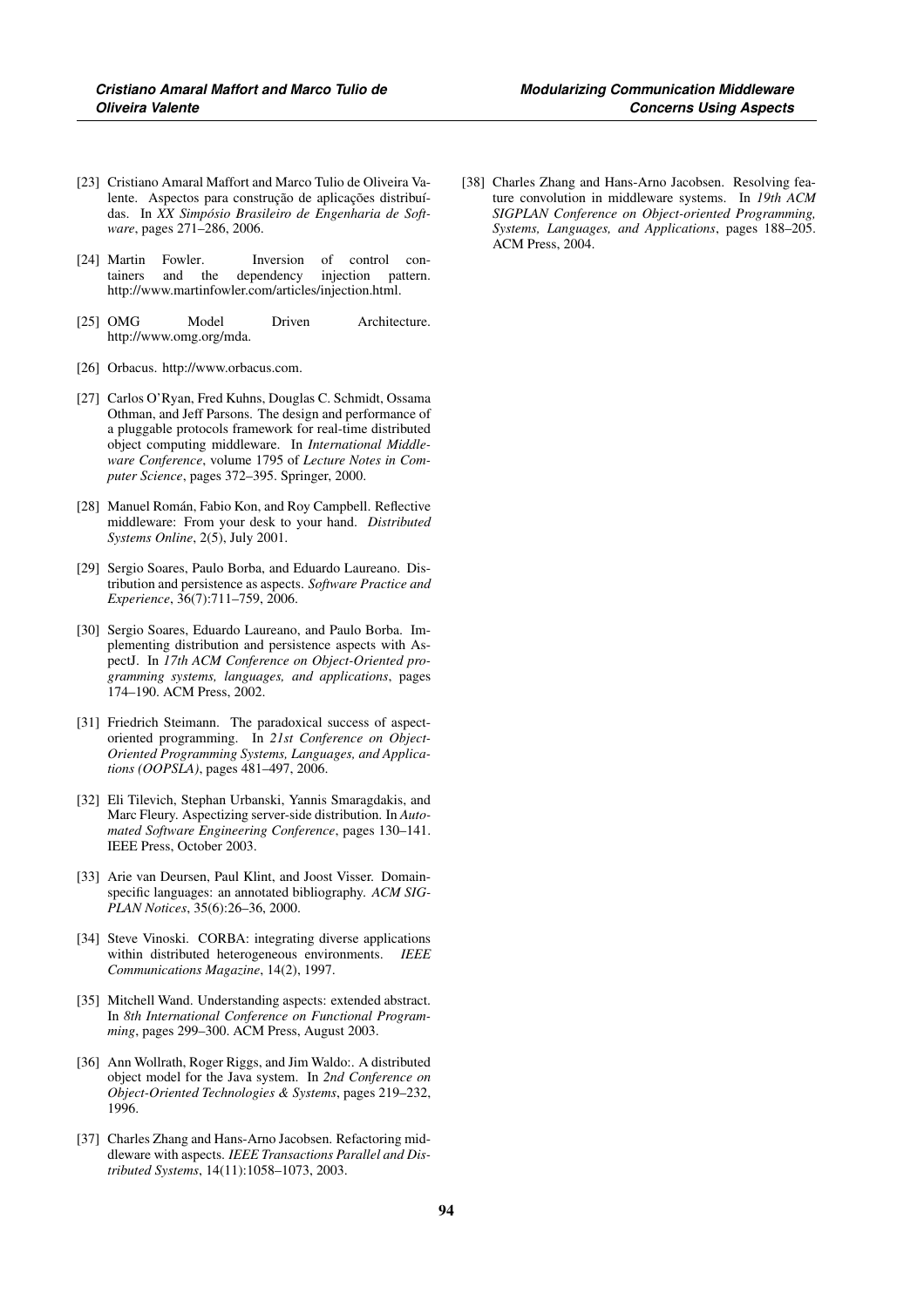[23] Cristiano Amaral Maffort and Marco Tulio de Oliveira Valente. Aspectos para construção de aplicações distribuídas. In *XX Simpósio Brasileiro de Engenharia de Software*, pages 271–286, 2006.

[24] Martin Fowler. Inversion of control containers and the dependency injection pattern. http://www.martinfowler.com/articles/injection.html.

[25] OMG Model Driven Architecture. http://www.omg.org/mda.

[26] Orbacus. http://www.orbacus.com.

[27] Carlos O'Ryan, Fred Kuhns, Douglas C. Schmidt, Ossama Othman, and Jeff Parsons. The design and performance of a pluggable protocols framework for real-time distributed object computing middleware. In *International Middleware Conference*, volume 1795 of *Lecture Notes in Computer Science*, pages 372–395. Springer, 2000.

[28] Manuel Román, Fabio Kon, and Roy Campbell. Reflective middleware: From your desk to your hand. *Distributed Systems Online*, 2(5), July 2001.

[29] Sergio Soares, Paulo Borba, and Eduardo Laureano. Distribution and persistence as aspects. *Software Practice and Experience*, 36(7):711–759, 2006.

[30] Sergio Soares, Eduardo Laureano, and Paulo Borba. Implementing distribution and persistence aspects with AspectJ. In *17th ACM Conference on Object-Oriented programming systems, languages, and applications*, pages 174–190. ACM Press, 2002.

[31] Friedrich Steimann. The paradoxical success of aspect-oriented programming. In *21st Conference on Object-Oriented Programming Systems, Languages, and Applications (OOPSLA)*, pages 481–497, 2006.

[32] Eli Tilevich, Stephan Urbanski, Yannis Smaragdakis, and Marc Fleury. Aspectizing server-side distribution. In *Automated Software Engineering Conference*, pages 130–141. IEEE Press, October 2003.

[33] Arie van Deursen, Paul Klint, and Joost Visser. Domain-specific languages: an annotated bibliography. *ACM SIGPLAN Notices*, 35(6):26–36, 2000.

[34] Steve Vinoski. CORBA: integrating diverse applications within distributed heterogeneous environments. *IEEE Communications Magazine*, 14(2), 1997.

[35] Mitchell Wand. Understanding aspects: extended abstract. In *8th International Conference on Functional Programming*, pages 299–300. ACM Press, August 2003.

[36] Ann Wollrath, Roger Riggs, and Jim Waldo:. A distributed object model for the Java system. In *2nd Conference on Object-Oriented Technologies & Systems*, pages 219–232, 1996.

[37] Charles Zhang and Hans-Arno Jacobsen. Refactoring middleware with aspects. *IEEE Transactions Parallel and Distributed Systems*, 14(11):1058–1073, 2003.

[38] Charles Zhang and Hans-Arno Jacobsen. Resolving feature convolution in middleware systems. In *19th ACM SIGPLAN Conference on Object-oriented Programming, Systems, Languages, and Applications*, pages 188–205. ACM Press, 2004.